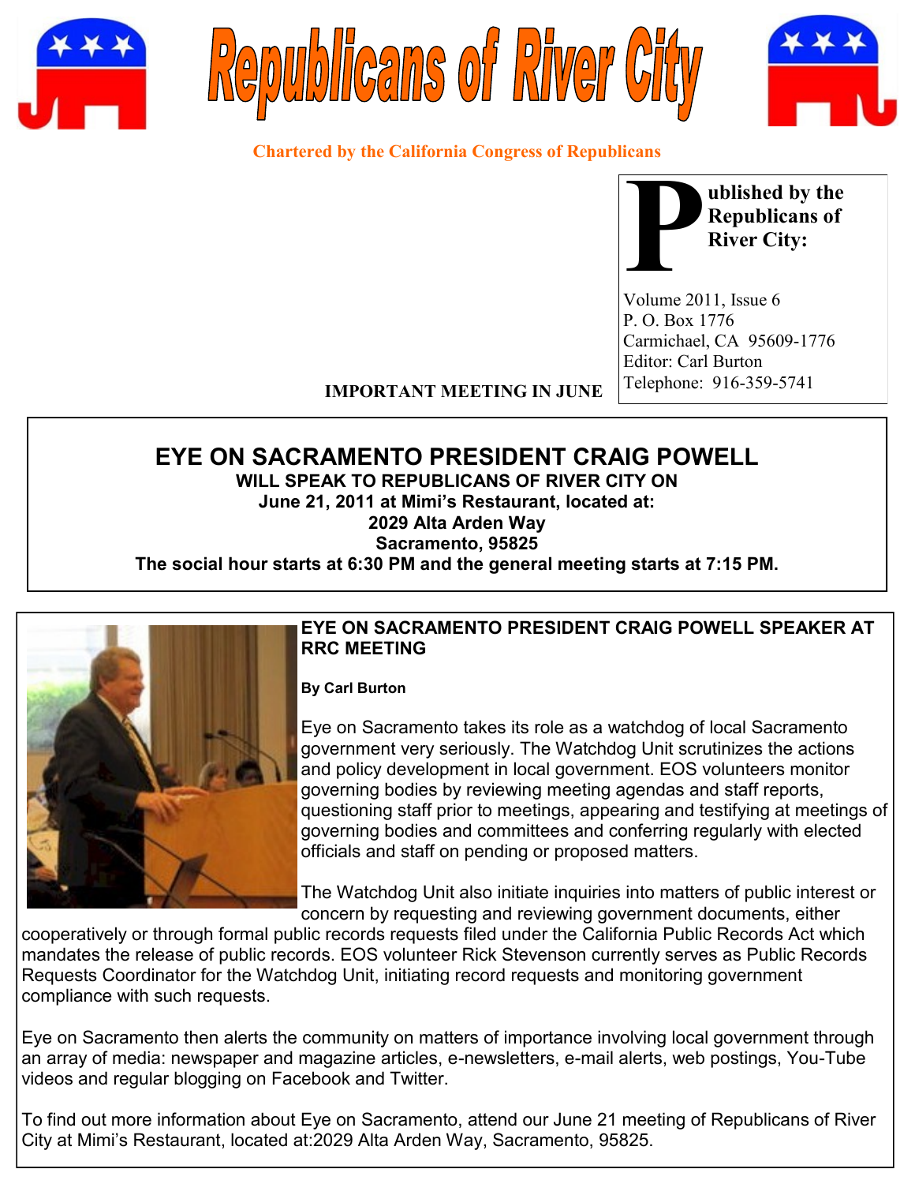# Republicans of River City

**Chartered by the California Congress of Republicans**

**Published by the Republicans of River City:**

Volume 2011, Issue 6
P. O. Box 1776
Carmichael, CA 95609-1776
Editor: Carl Burton
Telephone: 916-359-5741

**IMPORTANT MEETING IN JUNE**

## EYE ON SACRAMENTO PRESIDENT CRAIG POWELL

**WILL SPEAK TO REPUBLICANS OF RIVER CITY ON**
**June 21, 2011 at Mimi's Restaurant, located at:**
**2029 Alta Arden Way**
**Sacramento, 95825**
**The social hour starts at 6:30 PM and the general meeting starts at 7:15 PM.**

### EYE ON SACRAMENTO PRESIDENT CRAIG POWELL SPEAKER AT RRC MEETING

**By Carl Burton**

Eye on Sacramento takes its role as a watchdog of local Sacramento government very seriously. The Watchdog Unit scrutinizes the actions and policy development in local government. EOS volunteers monitor governing bodies by reviewing meeting agendas and staff reports, questioning staff prior to meetings, appearing and testifying at meetings of governing bodies and committees and conferring regularly with elected officials and staff on pending or proposed matters.

The Watchdog Unit also initiate inquiries into matters of public interest or concern by requesting and reviewing government documents, either cooperatively or through formal public records requests filed under the California Public Records Act which mandates the release of public records. EOS volunteer Rick Stevenson currently serves as Public Records Requests Coordinator for the Watchdog Unit, initiating record requests and monitoring government compliance with such requests.

Eye on Sacramento then alerts the community on matters of importance involving local government through an array of media: newspaper and magazine articles, e-newsletters, e-mail alerts, web postings, You-Tube videos and regular blogging on Facebook and Twitter.

To find out more information about Eye on Sacramento, attend our June 21 meeting of Republicans of River City at Mimi's Restaurant, located at:2029 Alta Arden Way, Sacramento, 95825.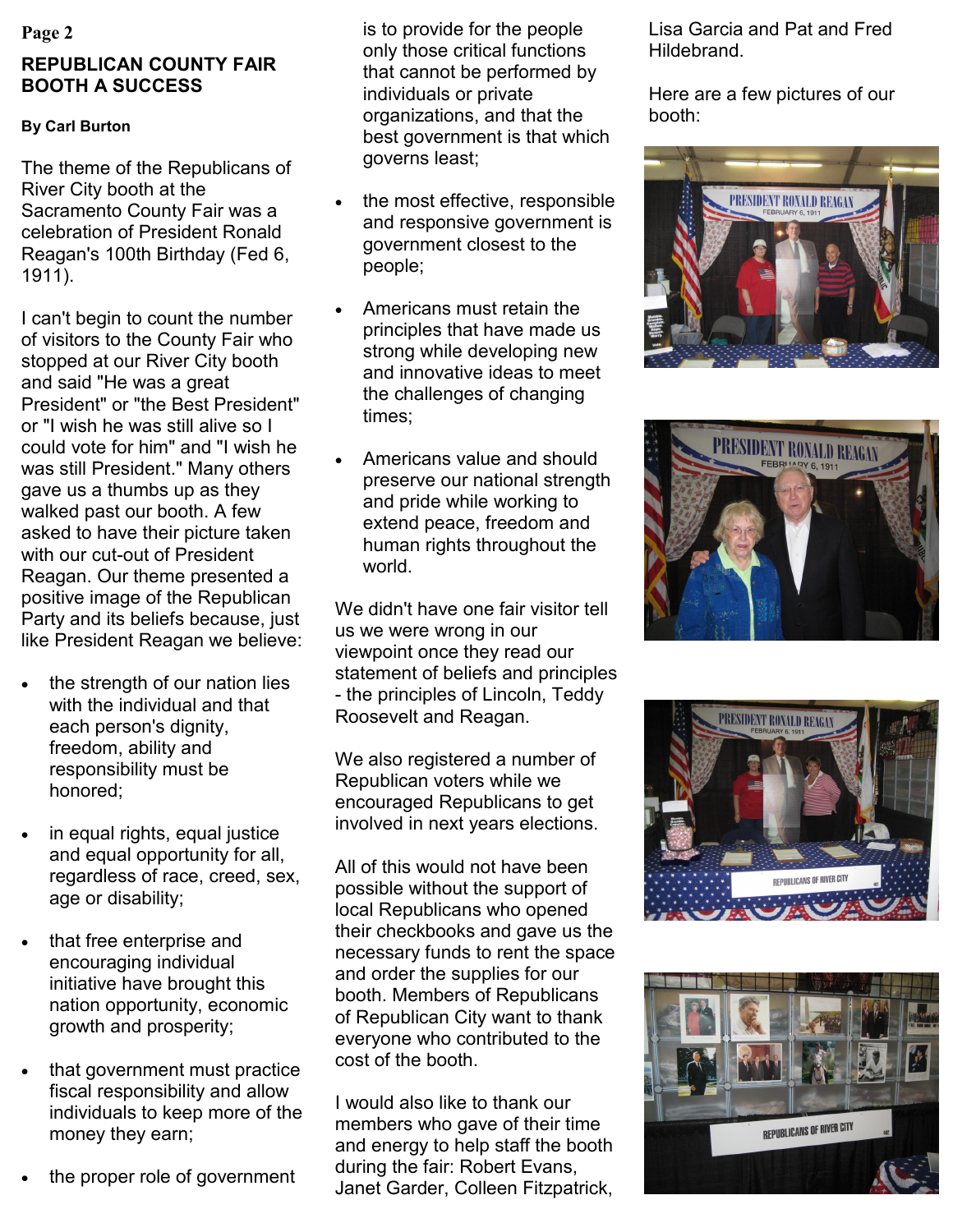## REPUBLICAN COUNTY FAIR BOOTH A SUCCESS

**By Carl Burton**

The theme of the Republicans of River City booth at the Sacramento County Fair was a celebration of President Ronald Reagan's 100th Birthday (Fed 6, 1911).

I can't begin to count the number of visitors to the County Fair who stopped at our River City booth and said "He was a great President" or "the Best President" or "I wish he was still alive so I could vote for him" and "I wish he was still President." Many others gave us a thumbs up as they walked past our booth. A few asked to have their picture taken with our cut-out of President Reagan. Our theme presented a positive image of the Republican Party and its beliefs because, just like President Reagan we believe:

- the strength of our nation lies with the individual and that each person's dignity, freedom, ability and responsibility must be honored;
- in equal rights, equal justice and equal opportunity for all, regardless of race, creed, sex, age or disability;
- that free enterprise and encouraging individual initiative have brought this nation opportunity, economic growth and prosperity;
- that government must practice fiscal responsibility and allow individuals to keep more of the money they earn;
- the proper role of government is to provide for the people only those critical functions that cannot be performed by individuals or private organizations, and that the best government is that which governs least;
- the most effective, responsible and responsive government is government closest to the people;
- Americans must retain the principles that have made us strong while developing new and innovative ideas to meet the challenges of changing times;
- Americans value and should preserve our national strength and pride while working to extend peace, freedom and human rights throughout the world.

We didn't have one fair visitor tell us we were wrong in our viewpoint once they read our statement of beliefs and principles - the principles of Lincoln, Teddy Roosevelt and Reagan.

We also registered a number of Republican voters while we encouraged Republicans to get involved in next years elections.

All of this would not have been possible without the support of local Republicans who opened their checkbooks and gave us the necessary funds to rent the space and order the supplies for our booth. Members of Republicans of Republican City want to thank everyone who contributed to the cost of the booth.

I would also like to thank our members who gave of their time and energy to help staff the booth during the fair: Robert Evans, Janet Garder, Colleen Fitzpatrick, Lisa Garcia and Pat and Fred Hildebrand.

Here are a few pictures of our booth: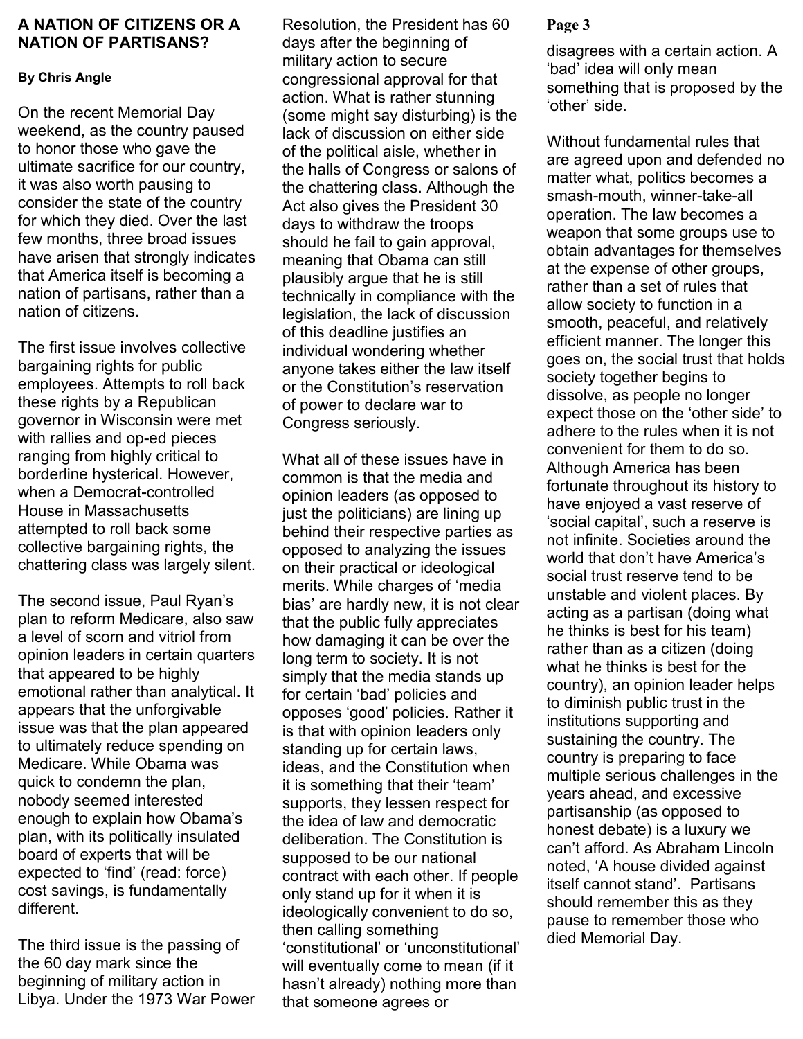## A NATION OF CITIZENS OR A NATION OF PARTISANS?

**By Chris Angle**

On the recent Memorial Day weekend, as the country paused to honor those who gave the ultimate sacrifice for our country, it was also worth pausing to consider the state of the country for which they died. Over the last few months, three broad issues have arisen that strongly indicates that America itself is becoming a nation of partisans, rather than a nation of citizens.

The first issue involves collective bargaining rights for public employees. Attempts to roll back these rights by a Republican governor in Wisconsin were met with rallies and op-ed pieces ranging from highly critical to borderline hysterical. However, when a Democrat-controlled House in Massachusetts attempted to roll back some collective bargaining rights, the chattering class was largely silent.

The second issue, Paul Ryan's plan to reform Medicare, also saw a level of scorn and vitriol from opinion leaders in certain quarters that appeared to be highly emotional rather than analytical. It appears that the unforgivable issue was that the plan appeared to ultimately reduce spending on Medicare. While Obama was quick to condemn the plan, nobody seemed interested enough to explain how Obama's plan, with its politically insulated board of experts that will be expected to 'find' (read: force) cost savings, is fundamentally different.

The third issue is the passing of the 60 day mark since the beginning of military action in Libya. Under the 1973 War Power Resolution, the President has 60 days after the beginning of military action to secure congressional approval for that action. What is rather stunning (some might say disturbing) is the lack of discussion on either side of the political aisle, whether in the halls of Congress or salons of the chattering class. Although the Act also gives the President 30 days to withdraw the troops should he fail to gain approval, meaning that Obama can still plausibly argue that he is still technically in compliance with the legislation, the lack of discussion of this deadline justifies an individual wondering whether anyone takes either the law itself or the Constitution's reservation of power to declare war to Congress seriously.

What all of these issues have in common is that the media and opinion leaders (as opposed to just the politicians) are lining up behind their respective parties as opposed to analyzing the issues on their practical or ideological merits. While charges of 'media bias' are hardly new, it is not clear that the public fully appreciates how damaging it can be over the long term to society. It is not simply that the media stands up for certain 'bad' policies and opposes 'good' policies. Rather it is that with opinion leaders only standing up for certain laws, ideas, and the Constitution when it is something that their 'team' supports, they lessen respect for the idea of law and democratic deliberation. The Constitution is supposed to be our national contract with each other. If people only stand up for it when it is ideologically convenient to do so, then calling something 'constitutional' or 'unconstitutional' will eventually come to mean (if it hasn't already) nothing more than that someone agrees or disagrees with a certain action. A 'bad' idea will only mean something that is proposed by the 'other' side.

Without fundamental rules that are agreed upon and defended no matter what, politics becomes a smash-mouth, winner-take-all operation. The law becomes a weapon that some groups use to obtain advantages for themselves at the expense of other groups, rather than a set of rules that allow society to function in a smooth, peaceful, and relatively efficient manner. The longer this goes on, the social trust that holds society together begins to dissolve, as people no longer expect those on the 'other side' to adhere to the rules when it is not convenient for them to do so. Although America has been fortunate throughout its history to have enjoyed a vast reserve of 'social capital', such a reserve is not infinite. Societies around the world that don't have America's social trust reserve tend to be unstable and violent places. By acting as a partisan (doing what he thinks is best for his team) rather than as a citizen (doing what he thinks is best for the country), an opinion leader helps to diminish public trust in the institutions supporting and sustaining the country. The country is preparing to face multiple serious challenges in the years ahead, and excessive partisanship (as opposed to honest debate) is a luxury we can't afford. As Abraham Lincoln noted, 'A house divided against itself cannot stand'. Partisans should remember this as they pause to remember those who died Memorial Day.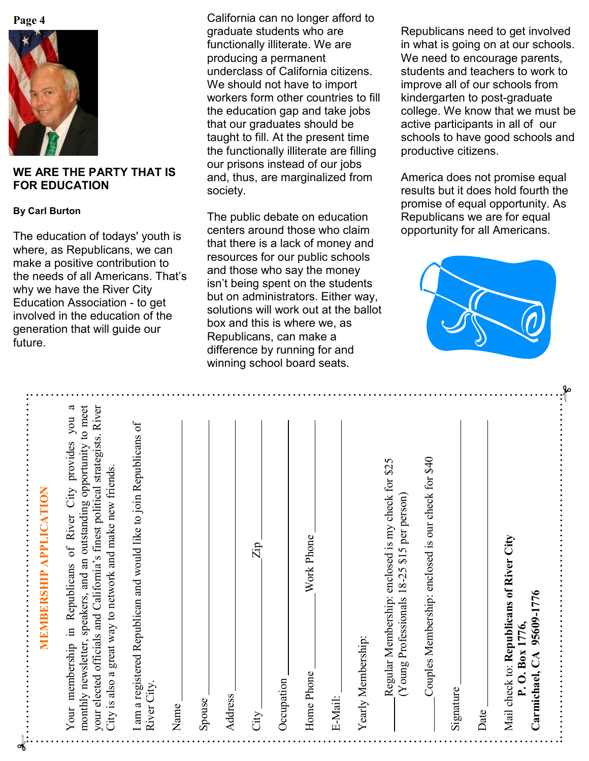## WE ARE THE PARTY THAT IS FOR EDUCATION

**By Carl Burton**

The education of todays' youth is where, as Republicans, we can make a positive contribution to the needs of all Americans. That's why we have the River City Education Association - to get involved in the education of the generation that will guide our future.

California can no longer afford to graduate students who are functionally illiterate. We are producing a permanent underclass of California citizens. We should not have to import workers form other countries to fill the education gap and take jobs that our graduates should be taught to fill. At the present time the functionally illiterate are filling our prisons instead of our jobs and, thus, are marginalized from society.

The public debate on education centers around those who claim that there is a lack of money and resources for our public schools and those who say the money isn't being spent on the students but on administrators. Either way, solutions will work out at the ballot box and this is where we, as Republicans, can make a difference by running for and winning school board seats.

Republicans need to get involved in what is going on at our schools. We need to encourage parents, students and teachers to work to improve all of our schools from kindergarten to post-graduate college. We know that we must be active participants in all of our schools to have good schools and productive citizens.

America does not promise equal results but it does hold fourth the promise of equal opportunity. As Republicans we are for equal opportunity for all Americans.

## MEMBERSHIP APPLICATION

Your membership in Republicans of River City provides you a monthly newsletter, speakers, and an outstanding opportunity to meet your elected officials and California's finest political strategists. River City is also a great way to network and make new friends.

I am a registered Republican and would like to join Republicans of River City.

Name ____________________

Spouse ____________________

Address ____________________

City ____________ Zip ____________

Occupation ____________________

Home Phone ____________ Work Phone ____________

E-Mail: ____________________

Yearly Membership:

____ Regular Membership: enclosed is my check for $25 (Young Professionals 18-25 $15 per person)

____ Couples Membership: enclosed is our check for $40

Signature ____________________

Date ____________________

Mail check to: **Republicans of River City**
**P. O. Box 1776,**
**Carmichael, CA 95609-1776**